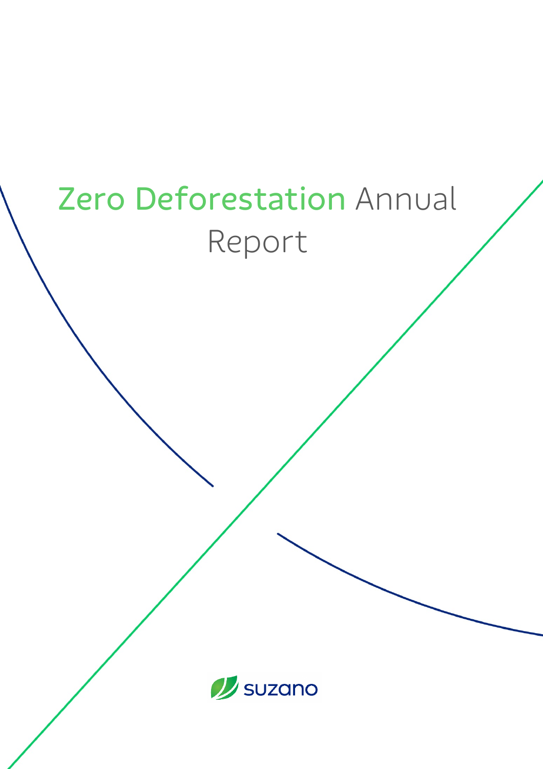# Zero Deforestation Annual Report

suzano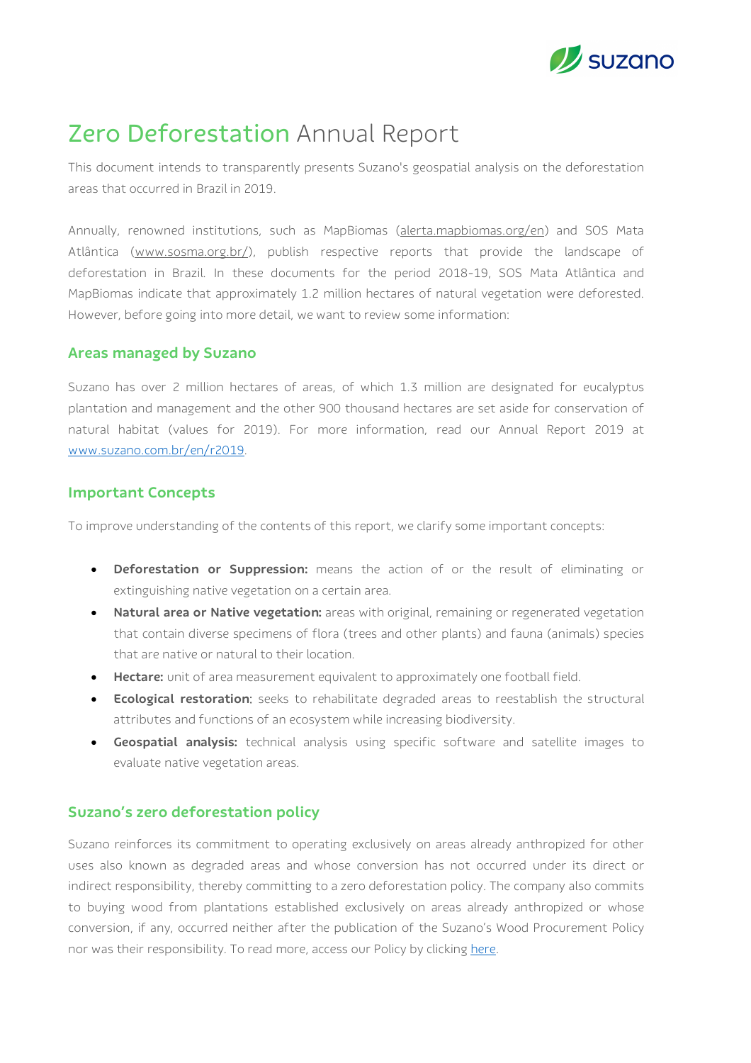// Zero Deforestation Annual Report

# Zero Deforestation Annual Report

This document intends to transparently presents Suzano's geospatial analysis on the deforestation areas that occurred in Brazil in 2019.

Annually, renowned institutions, such as MapBiomas (alerta.mapbiomas.org/en) and SOS Mata Atlântica (www.sosma.org.br/), publish respective reports that provide the landscape of deforestation in Brazil. In these documents for the period 2018-19, SOS Mata Atlântica and MapBiomas indicate that approximately 1.2 million hectares of natural vegetation were deforested. However, before going into more detail, we want to review some information:

## Areas managed by Suzano

Suzano has over 2 million hectares of areas, of which 1.3 million are designated for eucalyptus plantation and management and the other 900 thousand hectares are set aside for conservation of natural habitat (values for 2019). For more information, read our Annual Report 2019 at www.suzano.com.br/en/r2019.

## Important Concepts

To improve understanding of the contents of this report, we clarify some important concepts:

- **Deforestation or Suppression:** means the action of or the result of eliminating or extinguishing native vegetation on a certain area.
- **Natural area or Native vegetation:** areas with original, remaining or regenerated vegetation that contain diverse specimens of flora (trees and other plants) and fauna (animals) species that are native or natural to their location.
- **Hectare:** unit of area measurement equivalent to approximately one football field.
- **Ecological restoration**: seeks to rehabilitate degraded areas to reestablish the structural attributes and functions of an ecosystem while increasing biodiversity.
- **Geospatial analysis:** technical analysis using specific software and satellite images to evaluate native vegetation areas.

## Suzano's zero deforestation policy

Suzano reinforces its commitment to operating exclusively on areas already anthropized for other uses also known as degraded areas and whose conversion has not occurred under its direct or indirect responsibility, thereby committing to a zero deforestation policy. The company also commits to buying wood from plantations established exclusively on areas already anthropized or whose conversion, if any, occurred neither after the publication of the Suzano's Wood Procurement Policy nor was their responsibility. To read more, access our Policy by clicking here.

# Zero Deforestation Annual Report

This document intends to transparently presents Suzano's geospatial analysis on the deforestation areas that occurred in Brazil in 2019.

Annually, renowned institutions, such as MapBiomas (alerta.mapbiomas.org/en) and SOS Mata Atlântica (www.sosma.org.br/), publish respective reports that provide the landscape of deforestation in Brazil. In these documents for the period 2018-19, SOS Mata Atlântica and MapBiomas indicate that approximately 1.2 million hectares of natural vegetation were deforested. However, before going into more detail, we want to review some information:

## Areas managed by Suzano

Suzano has over 2 million hectares of areas, of which 1.3 million are designated for eucalyptus plantation and management and the other 900 thousand hectares are set aside for conservation of natural habitat (values for 2019). For more information, read our Annual Report 2019 at www.suzano.com.br/en/r2019.

## Important Concepts

To improve understanding of the contents of this report, we clarify some important concepts:

- **Deforestation or Suppression:** means the action of or the result of eliminating or extinguishing native vegetation on a certain area.
- **Natural area or Native vegetation:** areas with original, remaining or regenerated vegetation that contain diverse specimens of flora (trees and other plants) and fauna (animals) species that are native or natural to their location.
- **Hectare:** unit of area measurement equivalent to approximately one football field.
- **Ecological restoration**: seeks to rehabilitate degraded areas to reestablish the structural attributes and functions of an ecosystem while increasing biodiversity.
- **Geospatial analysis:** technical analysis using specific software and satellite images to evaluate native vegetation areas.

## Suzano's zero deforestation policy

Suzano reinforces its commitment to operating exclusively on areas already anthropized for other uses also known as degraded areas and whose conversion has not occurred under its direct or indirect responsibility, thereby committing to a zero deforestation policy. The company also commits to buying wood from plantations established exclusively on areas already anthropized or whose conversion, if any, occurred neither after the publication of the Suzano's Wood Procurement Policy nor was their responsibility. To read more, access our Policy by clicking here.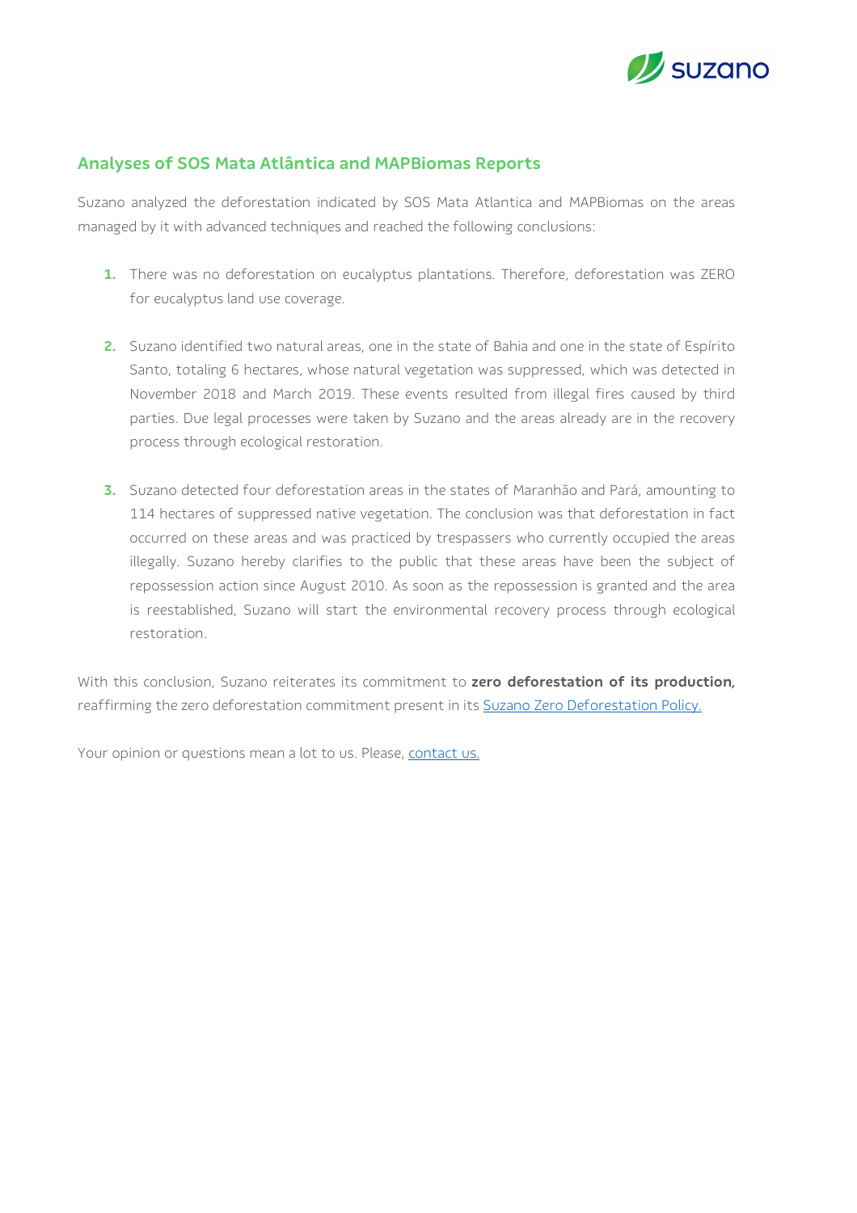## Analyses of SOS Mata Atlântica and MAPBiomas Reports

Suzano analyzed the deforestation indicated by SOS Mata Atlantica and MAPBiomas on the areas managed by it with advanced techniques and reached the following conclusions:

1. There was no deforestation on eucalyptus plantations. Therefore, deforestation was ZERO for eucalyptus land use coverage.

2. Suzano identified two natural areas, one in the state of Bahia and one in the state of Espírito Santo, totaling 6 hectares, whose natural vegetation was suppressed, which was detected in November 2018 and March 2019. These events resulted from illegal fires caused by third parties. Due legal processes were taken by Suzano and the areas already are in the recovery process through ecological restoration.

3. Suzano detected four deforestation areas in the states of Maranhão and Pará, amounting to 114 hectares of suppressed native vegetation. The conclusion was that deforestation in fact occurred on these areas and was practiced by trespassers who currently occupied the areas illegally. Suzano hereby clarifies to the public that these areas have been the subject of repossession action since August 2010. As soon as the repossession is granted and the area is reestablished, Suzano will start the environmental recovery process through ecological restoration.

With this conclusion, Suzano reiterates its commitment to **zero deforestation of its production**, reaffirming the zero deforestation commitment present in its Suzano Zero Deforestation Policy.

Your opinion or questions mean a lot to us. Please, contact us.